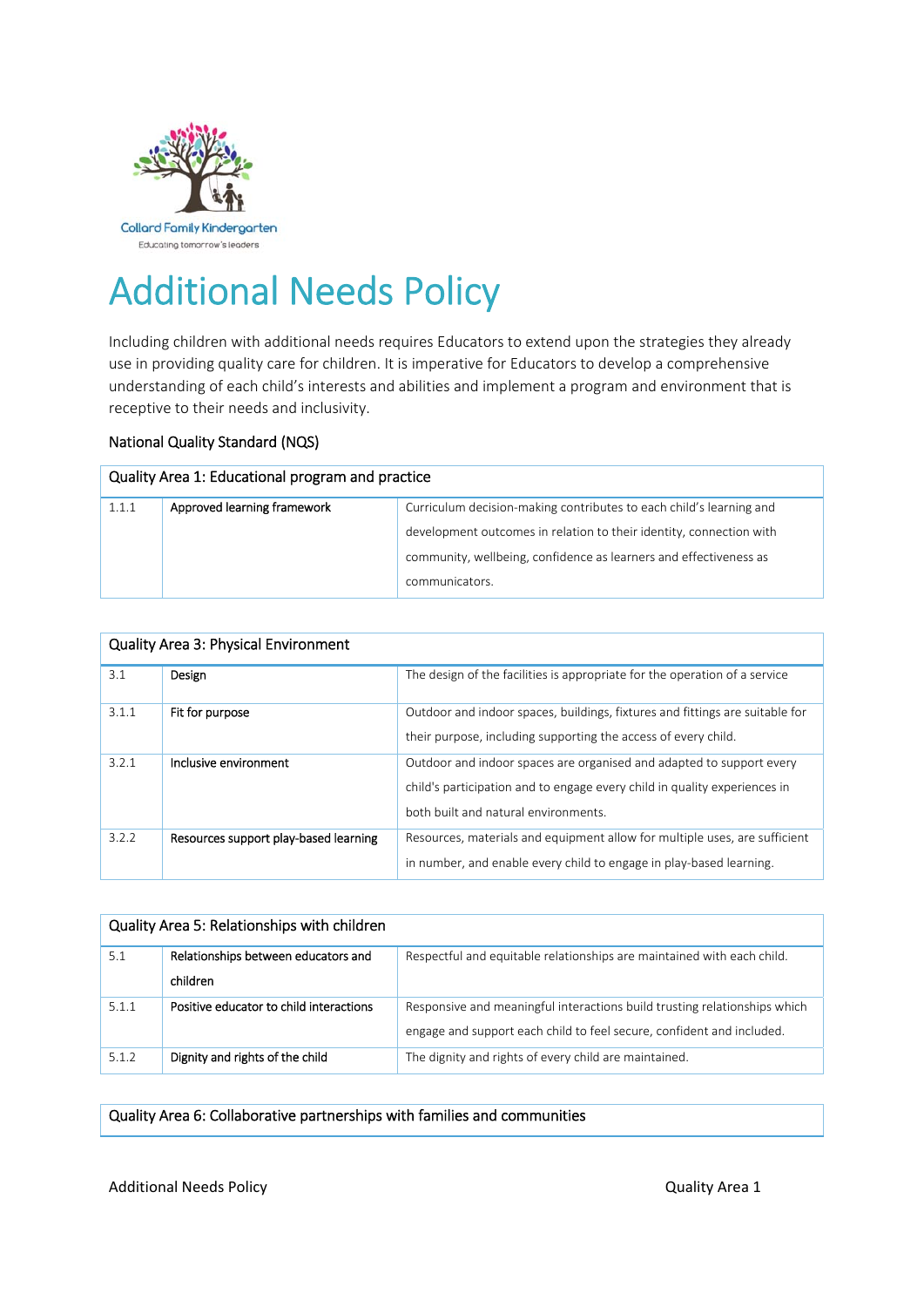Collard Family Kindergarten

Educating tomorrow's leaders

# Additional Needs Policy

Including children with additional needs requires Educators to extend upon the strategies they already use in providing quality care for children. It is imperative for Educators to develop a comprehensive understanding of each child's interests and abilities and implement a program and environment that is receptive to their needs and inclusivity.

## National Quality Standard (NQS)

| Quality Area 1: Educational program and practice | | |
|---|---|---|
| 1.1.1 | Approved learning framework | Curriculum decision-making contributes to each child's learning and development outcomes in relation to their identity, connection with community, wellbeing, confidence as learners and effectiveness as communicators. |

| Quality Area 3: Physical Environment | | |
|---|---|---|
| 3.1 | Design | The design of the facilities is appropriate for the operation of a service |
| 3.1.1 | Fit for purpose | Outdoor and indoor spaces, buildings, fixtures and fittings are suitable for their purpose, including supporting the access of every child. |
| 3.2.1 | Inclusive environment | Outdoor and indoor spaces are organised and adapted to support every child's participation and to engage every child in quality experiences in both built and natural environments. |
| 3.2.2 | Resources support play-based learning | Resources, materials and equipment allow for multiple uses, are sufficient in number, and enable every child to engage in play-based learning. |

| Quality Area 5: Relationships with children | | |
|---|---|---|
| 5.1 | Relationships between educators and children | Respectful and equitable relationships are maintained with each child. |
| 5.1.1 | Positive educator to child interactions | Responsive and meaningful interactions build trusting relationships which engage and support each child to feel secure, confident and included. |
| 5.1.2 | Dignity and rights of the child | The dignity and rights of every child are maintained. |

| Quality Area 6: Collaborative partnerships with families and communities |
|---|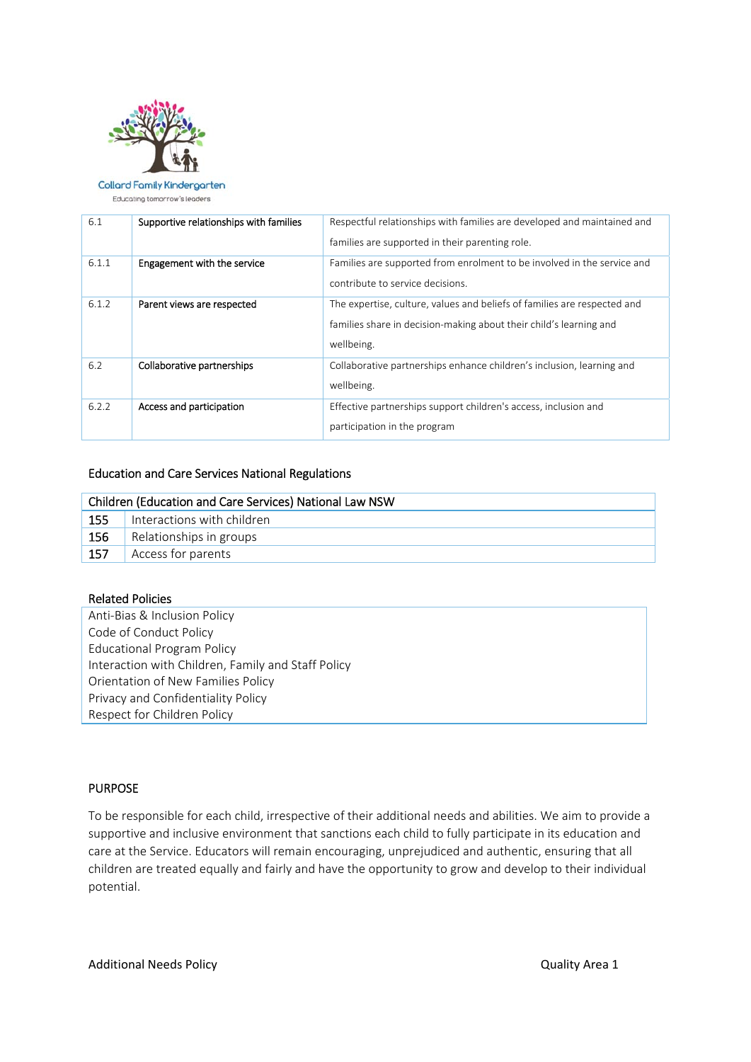| | | |
|---|---|---|
| 6.1 | Supportive relationships with families | Respectful relationships with families are developed and maintained and families are supported in their parenting role. |
| 6.1.1 | Engagement with the service | Families are supported from enrolment to be involved in the service and contribute to service decisions. |
| 6.1.2 | Parent views are respected | The expertise, culture, values and beliefs of families are respected and families share in decision-making about their child's learning and wellbeing. |
| 6.2 | Collaborative partnerships | Collaborative partnerships enhance children's inclusion, learning and wellbeing. |
| 6.2.2 | Access and participation | Effective partnerships support children's access, inclusion and participation in the program |

Education and Care Services National Regulations

| Children (Education and Care Services) National Law NSW | |
|---|---|
| 155 | Interactions with children |
| 156 | Relationships in groups |
| 157 | Access for parents |

Related Policies

| |
|---|
| Anti-Bias & Inclusion Policy |
| Code of Conduct Policy |
| Educational Program Policy |
| Interaction with Children, Family and Staff Policy |
| Orientation of New Families Policy |
| Privacy and Confidentiality Policy |
| Respect for Children Policy |

## PURPOSE

To be responsible for each child, irrespective of their additional needs and abilities. We aim to provide a supportive and inclusive environment that sanctions each child to fully participate in its education and care at the Service. Educators will remain encouraging, unprejudiced and authentic, ensuring that all children are treated equally and fairly and have the opportunity to grow and develop to their individual potential.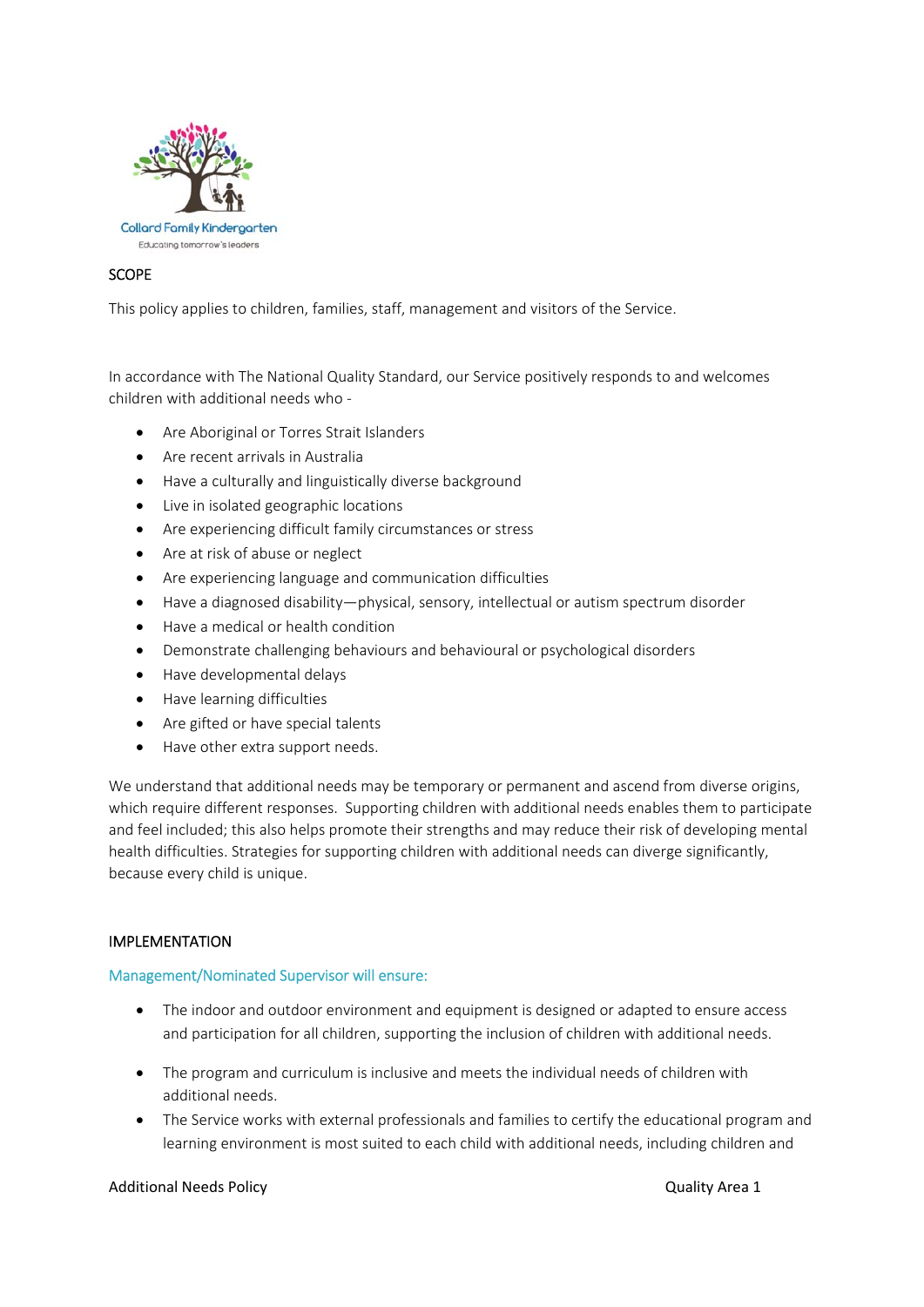## SCOPE

This policy applies to children, families, staff, management and visitors of the Service.

In accordance with The National Quality Standard, our Service positively responds to and welcomes children with additional needs who -

- Are Aboriginal or Torres Strait Islanders
- Are recent arrivals in Australia
- Have a culturally and linguistically diverse background
- Live in isolated geographic locations
- Are experiencing difficult family circumstances or stress
- Are at risk of abuse or neglect
- Are experiencing language and communication difficulties
- Have a diagnosed disability—physical, sensory, intellectual or autism spectrum disorder
- Have a medical or health condition
- Demonstrate challenging behaviours and behavioural or psychological disorders
- Have developmental delays
- Have learning difficulties
- Are gifted or have special talents
- Have other extra support needs.

We understand that additional needs may be temporary or permanent and ascend from diverse origins, which require different responses. Supporting children with additional needs enables them to participate and feel included; this also helps promote their strengths and may reduce their risk of developing mental health difficulties. Strategies for supporting children with additional needs can diverge significantly, because every child is unique.

## IMPLEMENTATION

### Management/Nominated Supervisor will ensure:

- The indoor and outdoor environment and equipment is designed or adapted to ensure access and participation for all children, supporting the inclusion of children with additional needs.
- The program and curriculum is inclusive and meets the individual needs of children with additional needs.
- The Service works with external professionals and families to certify the educational program and learning environment is most suited to each child with additional needs, including children and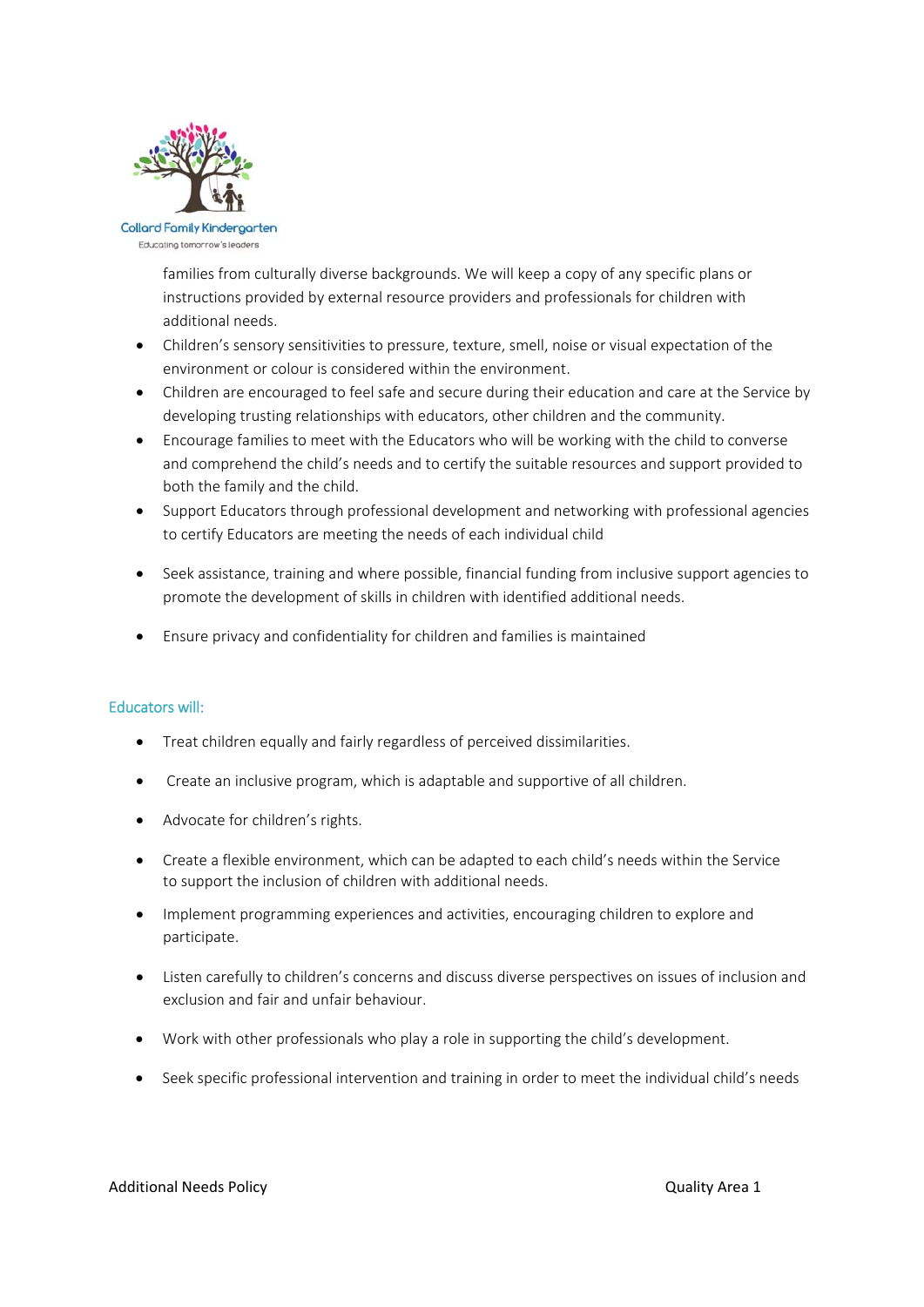families from culturally diverse backgrounds. We will keep a copy of any specific plans or instructions provided by external resource providers and professionals for children with additional needs.

- Children's sensory sensitivities to pressure, texture, smell, noise or visual expectation of the environment or colour is considered within the environment.
- Children are encouraged to feel safe and secure during their education and care at the Service by developing trusting relationships with educators, other children and the community.
- Encourage families to meet with the Educators who will be working with the child to converse and comprehend the child's needs and to certify the suitable resources and support provided to both the family and the child.
- Support Educators through professional development and networking with professional agencies to certify Educators are meeting the needs of each individual child
- Seek assistance, training and where possible, financial funding from inclusive support agencies to promote the development of skills in children with identified additional needs.
- Ensure privacy and confidentiality for children and families is maintained

## Educators will:

- Treat children equally and fairly regardless of perceived dissimilarities.
- Create an inclusive program, which is adaptable and supportive of all children.
- Advocate for children's rights.
- Create a flexible environment, which can be adapted to each child's needs within the Service to support the inclusion of children with additional needs.
- Implement programming experiences and activities, encouraging children to explore and participate.
- Listen carefully to children's concerns and discuss diverse perspectives on issues of inclusion and exclusion and fair and unfair behaviour.
- Work with other professionals who play a role in supporting the child's development.
- Seek specific professional intervention and training in order to meet the individual child's needs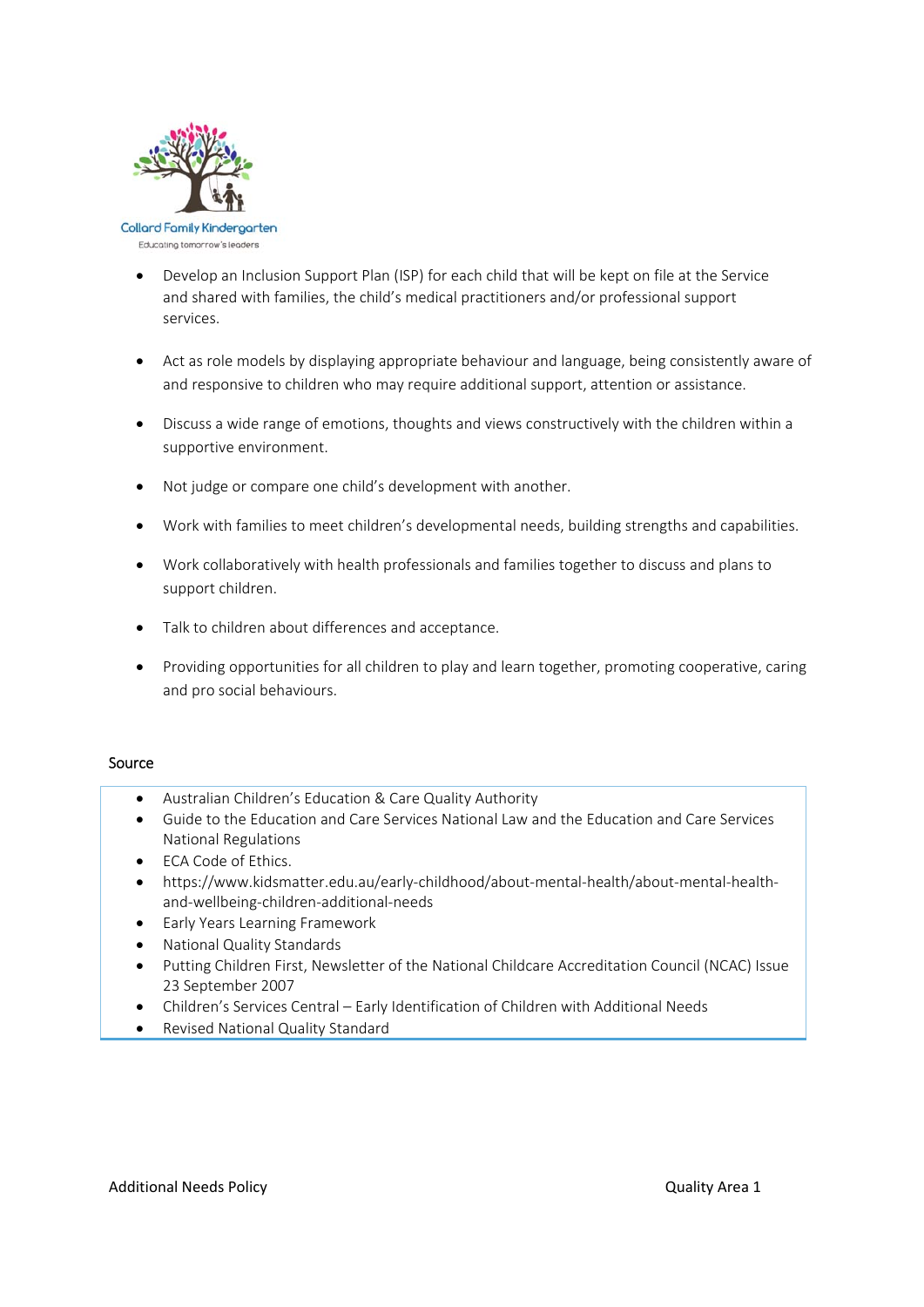- Develop an Inclusion Support Plan (ISP) for each child that will be kept on file at the Service and shared with families, the child's medical practitioners and/or professional support services.

- Act as role models by displaying appropriate behaviour and language, being consistently aware of and responsive to children who may require additional support, attention or assistance.

- Discuss a wide range of emotions, thoughts and views constructively with the children within a supportive environment.

- Not judge or compare one child's development with another.

- Work with families to meet children's developmental needs, building strengths and capabilities.

- Work collaboratively with health professionals and families together to discuss and plans to support children.

- Talk to children about differences and acceptance.

- Providing opportunities for all children to play and learn together, promoting cooperative, caring and pro social behaviours.

## Source

- Australian Children's Education & Care Quality Authority
- Guide to the Education and Care Services National Law and the Education and Care Services National Regulations
- ECA Code of Ethics.
- https://www.kidsmatter.edu.au/early-childhood/about-mental-health/about-mental-health-and-wellbeing-children-additional-needs
- Early Years Learning Framework
- National Quality Standards
- Putting Children First, Newsletter of the National Childcare Accreditation Council (NCAC) Issue 23 September 2007
- Children's Services Central – Early Identification of Children with Additional Needs
- Revised National Quality Standard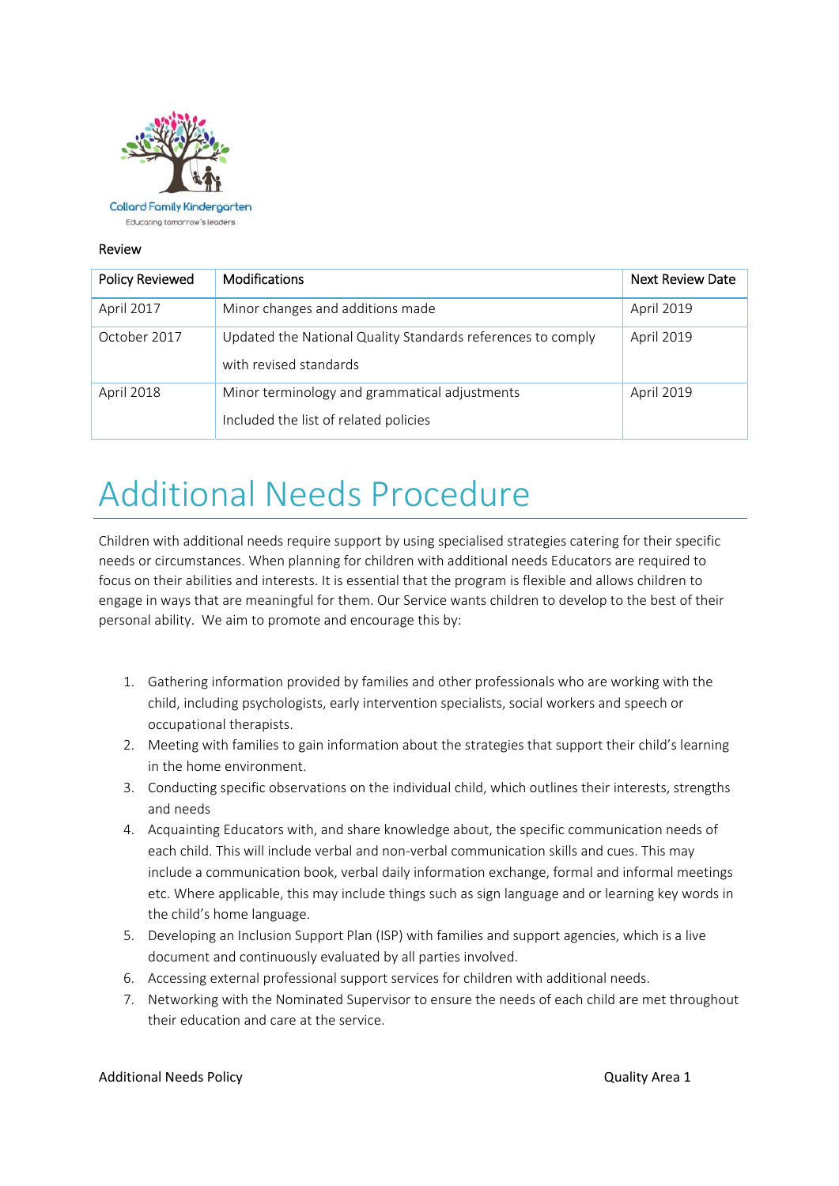Collard Family Kindergarten

Educating tomorrow's leaders

Review

| Policy Reviewed | Modifications | Next Review Date |
|---|---|---|
| April 2017 | Minor changes and additions made | April 2019 |
| October 2017 | Updated the National Quality Standards references to comply with revised standards | April 2019 |
| April 2018 | Minor terminology and grammatical adjustments<br>Included the list of related policies | April 2019 |

# Additional Needs Procedure

Children with additional needs require support by using specialised strategies catering for their specific needs or circumstances. When planning for children with additional needs Educators are required to focus on their abilities and interests. It is essential that the program is flexible and allows children to engage in ways that are meaningful for them. Our Service wants children to develop to the best of their personal ability. We aim to promote and encourage this by:

1. Gathering information provided by families and other professionals who are working with the child, including psychologists, early intervention specialists, social workers and speech or occupational therapists.
2. Meeting with families to gain information about the strategies that support their child's learning in the home environment.
3. Conducting specific observations on the individual child, which outlines their interests, strengths and needs
4. Acquainting Educators with, and share knowledge about, the specific communication needs of each child. This will include verbal and non-verbal communication skills and cues. This may include a communication book, verbal daily information exchange, formal and informal meetings etc. Where applicable, this may include things such as sign language and or learning key words in the child's home language.
5. Developing an Inclusion Support Plan (ISP) with families and support agencies, which is a live document and continuously evaluated by all parties involved.
6. Accessing external professional support services for children with additional needs.
7. Networking with the Nominated Supervisor to ensure the needs of each child are met throughout their education and care at the service.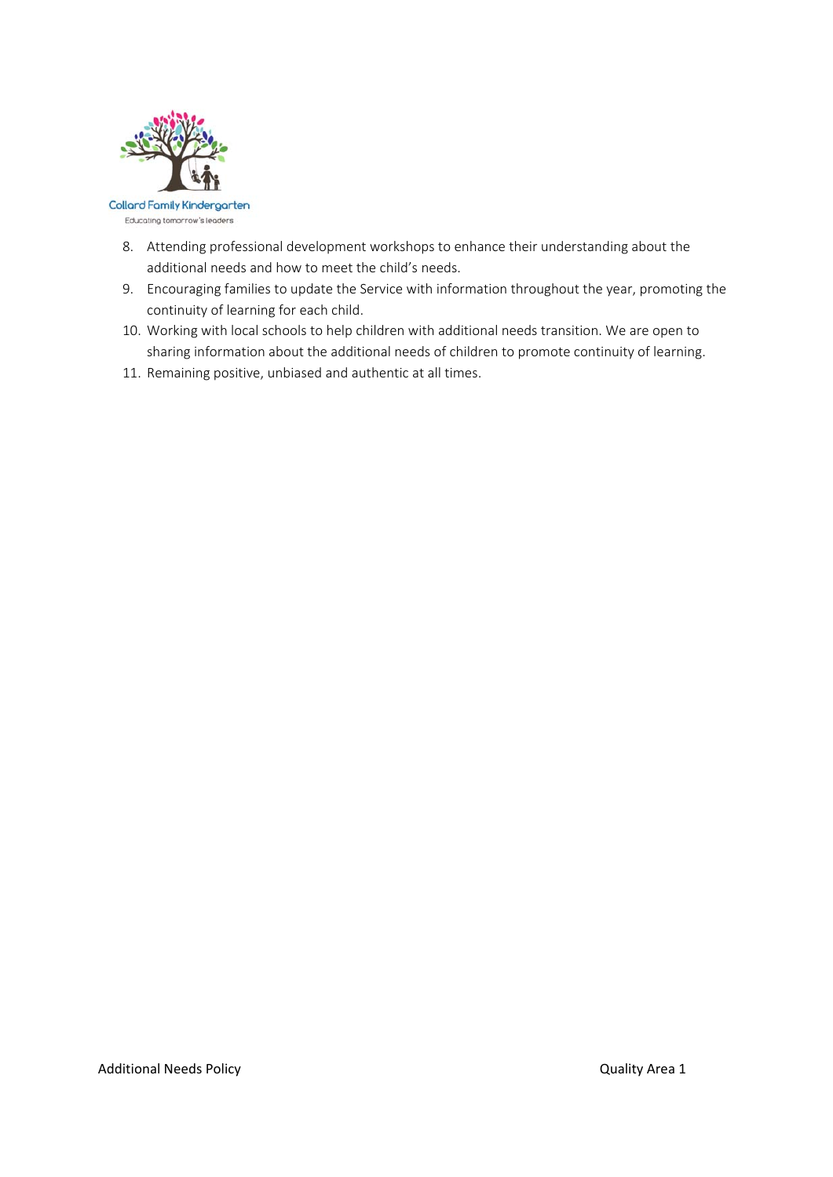8. Attending professional development workshops to enhance their understanding about the additional needs and how to meet the child's needs.
9. Encouraging families to update the Service with information throughout the year, promoting the continuity of learning for each child.
10. Working with local schools to help children with additional needs transition. We are open to sharing information about the additional needs of children to promote continuity of learning.
11. Remaining positive, unbiased and authentic at all times.